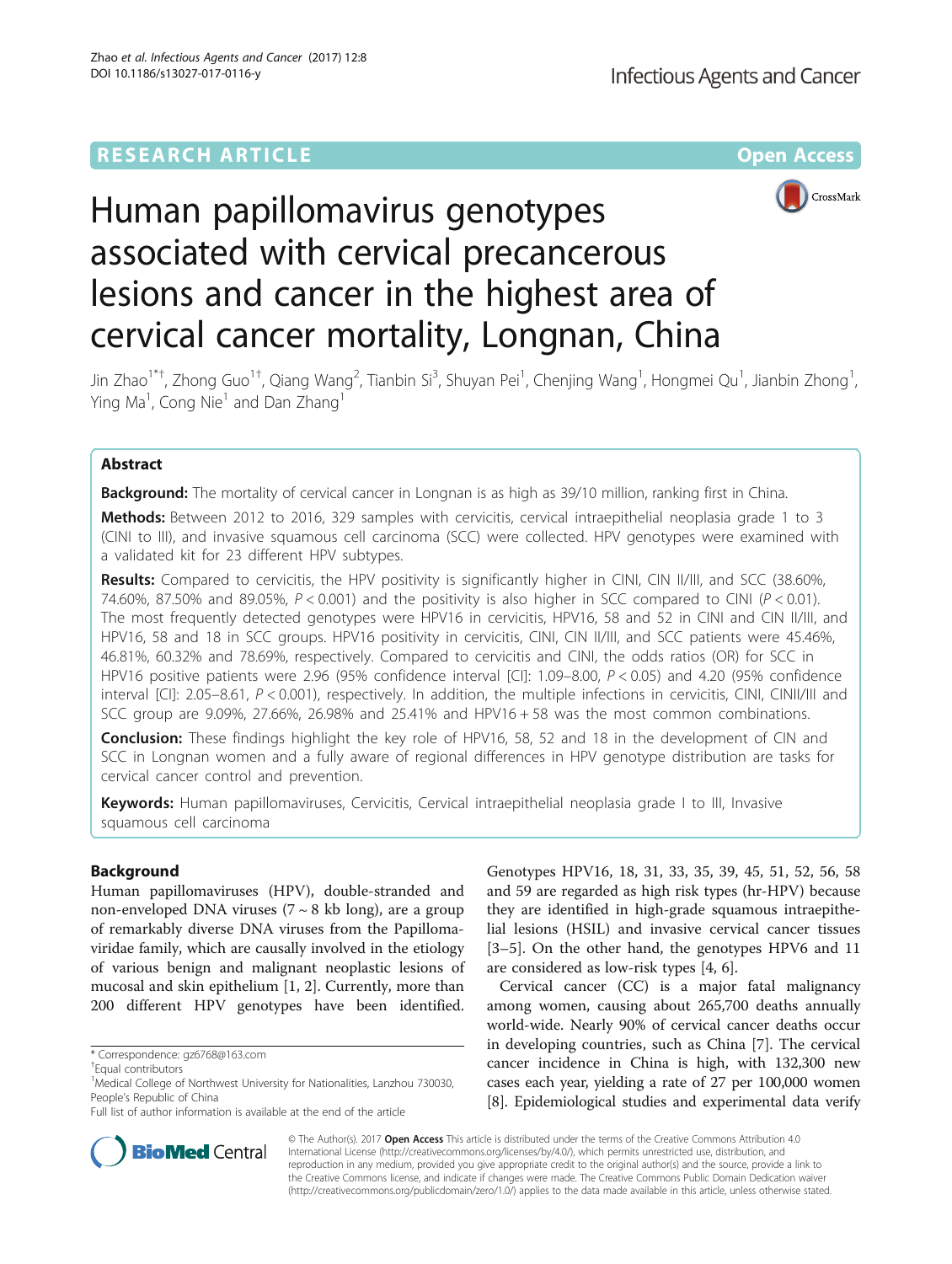RESEARCH ARTICLE

Open Access

# Human papillomavirus genotypes associated with cervical precancerous lesions and cancer in the highest area of cervical cancer mortality, Longnan, China

Jin Zhao[1*†], Zhong Guo[1†], Qiang Wang[2], Tianbin Si[3], Shuyan Pei[1], Chenjing Wang[1], Hongmei Qu[1], Jianbin Zhong[1], Ying Ma[1], Cong Nie[1] and Dan Zhang[1]

## Abstract

**Background:** The mortality of cervical cancer in Longnan is as high as 39/10 million, ranking first in China.

**Methods:** Between 2012 to 2016, 329 samples with cervicitis, cervical intraepithelial neoplasia grade 1 to 3 (CINI to III), and invasive squamous cell carcinoma (SCC) were collected. HPV genotypes were examined with a validated kit for 23 different HPV subtypes.

**Results:** Compared to cervicitis, the HPV positivity is significantly higher in CINI, CIN II/III, and SCC (38.60%, 74.60%, 87.50% and 89.05%, $P < 0.001$) and the positivity is also higher in SCC compared to CINI ($P < 0.01$). The most frequently detected genotypes were HPV16 in cervicitis, HPV16, 58 and 52 in CINI and CIN II/III, and HPV16, 58 and 18 in SCC groups. HPV16 positivity in cervicitis, CINI, CIN II/III, and SCC patients were 45.46%, 46.81%, 60.32% and 78.69%, respectively. Compared to cervicitis and CINI, the odds ratios (OR) for SCC in HPV16 positive patients were 2.96 (95% confidence interval [CI]: 1.09–8.00, $P < 0.05$) and 4.20 (95% confidence interval [CI]: 2.05–8.61, $P < 0.001$), respectively. In addition, the multiple infections in cervicitis, CINI, CINII/III and SCC group are 9.09%, 27.66%, 26.98% and 25.41% and HPV16 + 58 was the most common combinations.

**Conclusion:** These findings highlight the key role of HPV16, 58, 52 and 18 in the development of CIN and SCC in Longnan women and a fully aware of regional differences in HPV genotype distribution are tasks for cervical cancer control and prevention.

**Keywords:** Human papillomaviruses, Cervicitis, Cervical intraepithelial neoplasia grade I to III, Invasive squamous cell carcinoma

## Background

Human papillomaviruses (HPV), double-stranded and non-enveloped DNA viruses (7 ~ 8 kb long), are a group of remarkably diverse DNA viruses from the Papillomaviridae family, which are causally involved in the etiology of various benign and malignant neoplastic lesions of mucosal and skin epithelium [1, 2]. Currently, more than 200 different HPV genotypes have been identified. Genotypes HPV16, 18, 31, 33, 35, 39, 45, 51, 52, 56, 58 and 59 are regarded as high risk types (hr-HPV) because they are identified in high-grade squamous intraepithelial lesions (HSIL) and invasive cervical cancer tissues [3–5]. On the other hand, the genotypes HPV6 and 11 are considered as low-risk types [4, 6].

Cervical cancer (CC) is a major fatal malignancy among women, causing about 265,700 deaths annually world-wide. Nearly 90% of cervical cancer deaths occur in developing countries, such as China [7]. The cervical cancer incidence in China is high, with 132,300 new cases each year, yielding a rate of 27 per 100,000 women [8]. Epidemiological studies and experimental data verify

* Correspondence: gz6768@163.com
†Equal contributors
[1]Medical College of Northwest University for Nationalities, Lanzhou 730030, People's Republic of China
Full list of author information is available at the end of the article

© The Author(s). 2017 **Open Access** This article is distributed under the terms of the Creative Commons Attribution 4.0 International License (http://creativecommons.org/licenses/by/4.0/), which permits unrestricted use, distribution, and reproduction in any medium, provided you give appropriate credit to the original author(s) and the source, provide a link to the Creative Commons license, and indicate if changes were made. The Creative Commons Public Domain Dedication waiver (http://creativecommons.org/publicdomain/zero/1.0/) applies to the data made available in this article, unless otherwise stated.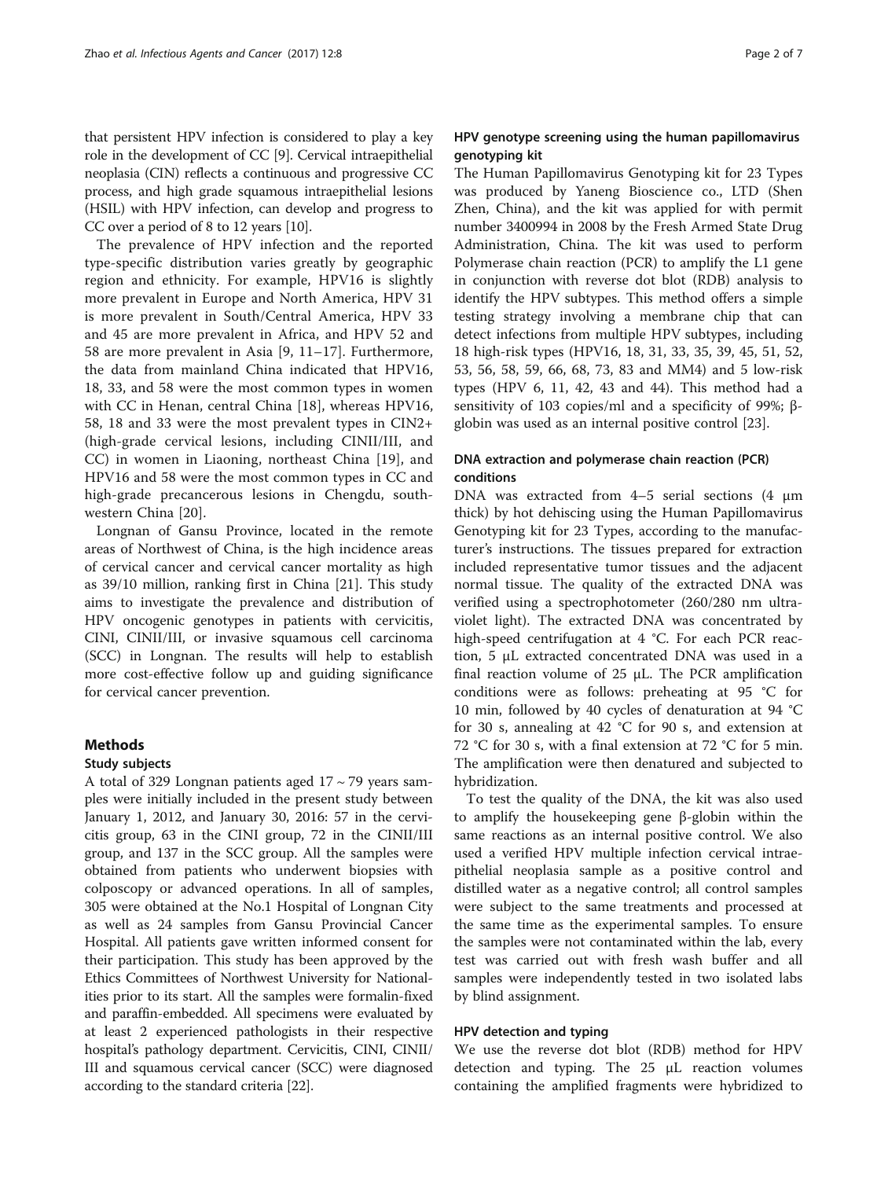that persistent HPV infection is considered to play a key role in the development of CC [9]. Cervical intraepithelial neoplasia (CIN) reflects a continuous and progressive CC process, and high grade squamous intraepithelial lesions (HSIL) with HPV infection, can develop and progress to CC over a period of 8 to 12 years [10].

The prevalence of HPV infection and the reported type-specific distribution varies greatly by geographic region and ethnicity. For example, HPV16 is slightly more prevalent in Europe and North America, HPV 31 is more prevalent in South/Central America, HPV 33 and 45 are more prevalent in Africa, and HPV 52 and 58 are more prevalent in Asia [9, 11–17]. Furthermore, the data from mainland China indicated that HPV16, 18, 33, and 58 were the most common types in women with CC in Henan, central China [18], whereas HPV16, 58, 18 and 33 were the most prevalent types in CIN2+ (high-grade cervical lesions, including CINII/III, and CC) in women in Liaoning, northeast China [19], and HPV16 and 58 were the most common types in CC and high-grade precancerous lesions in Chengdu, southwestern China [20].

Longnan of Gansu Province, located in the remote areas of Northwest of China, is the high incidence areas of cervical cancer and cervical cancer mortality as high as 39/10 million, ranking first in China [21]. This study aims to investigate the prevalence and distribution of HPV oncogenic genotypes in patients with cervicitis, CINI, CINII/III, or invasive squamous cell carcinoma (SCC) in Longnan. The results will help to establish more cost-effective follow up and guiding significance for cervical cancer prevention.

## Methods

### Study subjects

A total of 329 Longnan patients aged 17 ~ 79 years samples were initially included in the present study between January 1, 2012, and January 30, 2016: 57 in the cervicitis group, 63 in the CINI group, 72 in the CINII/III group, and 137 in the SCC group. All the samples were obtained from patients who underwent biopsies with colposcopy or advanced operations. In all of samples, 305 were obtained at the No.1 Hospital of Longnan City as well as 24 samples from Gansu Provincial Cancer Hospital. All patients gave written informed consent for their participation. This study has been approved by the Ethics Committees of Northwest University for Nationalities prior to its start. All the samples were formalin-fixed and paraffin-embedded. All specimens were evaluated by at least 2 experienced pathologists in their respective hospital's pathology department. Cervicitis, CINI, CINII/III and squamous cervical cancer (SCC) were diagnosed according to the standard criteria [22].

### HPV genotype screening using the human papillomavirus genotyping kit

The Human Papillomavirus Genotyping kit for 23 Types was produced by Yaneng Bioscience co., LTD (Shen Zhen, China), and the kit was applied for with permit number 3400994 in 2008 by the Fresh Armed State Drug Administration, China. The kit was used to perform Polymerase chain reaction (PCR) to amplify the L1 gene in conjunction with reverse dot blot (RDB) analysis to identify the HPV subtypes. This method offers a simple testing strategy involving a membrane chip that can detect infections from multiple HPV subtypes, including 18 high-risk types (HPV16, 18, 31, 33, 35, 39, 45, 51, 52, 53, 56, 58, 59, 66, 68, 73, 83 and MM4) and 5 low-risk types (HPV 6, 11, 42, 43 and 44). This method had a sensitivity of 103 copies/ml and a specificity of 99%; β-globin was used as an internal positive control [23].

### DNA extraction and polymerase chain reaction (PCR) conditions

DNA was extracted from 4–5 serial sections (4 μm thick) by hot dehiscing using the Human Papillomavirus Genotyping kit for 23 Types, according to the manufacturer's instructions. The tissues prepared for extraction included representative tumor tissues and the adjacent normal tissue. The quality of the extracted DNA was verified using a spectrophotometer (260/280 nm ultraviolet light). The extracted DNA was concentrated by high-speed centrifugation at 4 °C. For each PCR reaction, 5 μL extracted concentrated DNA was used in a final reaction volume of 25 μL. The PCR amplification conditions were as follows: preheating at 95 °C for 10 min, followed by 40 cycles of denaturation at 94 °C for 30 s, annealing at 42 °C for 90 s, and extension at 72 °C for 30 s, with a final extension at 72 °C for 5 min. The amplification were then denatured and subjected to hybridization.

To test the quality of the DNA, the kit was also used to amplify the housekeeping gene β-globin within the same reactions as an internal positive control. We also used a verified HPV multiple infection cervical intraepithelial neoplasia sample as a positive control and distilled water as a negative control; all control samples were subject to the same treatments and processed at the same time as the experimental samples. To ensure the samples were not contaminated within the lab, every test was carried out with fresh wash buffer and all samples were independently tested in two isolated labs by blind assignment.

### HPV detection and typing

We use the reverse dot blot (RDB) method for HPV detection and typing. The 25 μL reaction volumes containing the amplified fragments were hybridized to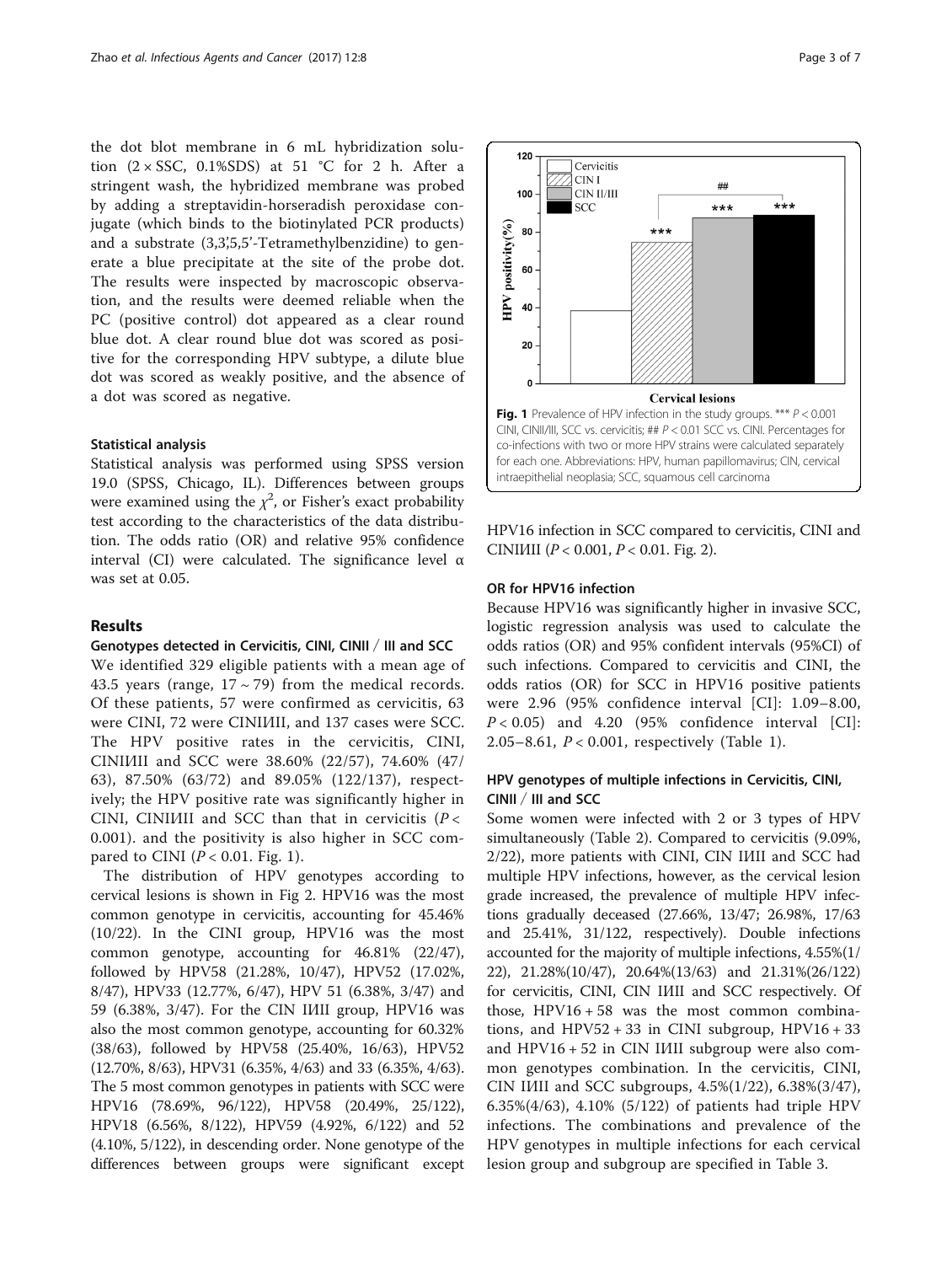the dot blot membrane in 6 mL hybridization solution (2 × SSC, 0.1%SDS) at 51 °C for 2 h. After a stringent wash, the hybridized membrane was probed by adding a streptavidin-horseradish peroxidase conjugate (which binds to the biotinylated PCR products) and a substrate (3,3',5,5'-Tetramethylbenzidine) to generate a blue precipitate at the site of the probe dot. The results were inspected by macroscopic observation, and the results were deemed reliable when the PC (positive control) dot appeared as a clear round blue dot. A clear round blue dot was scored as positive for the corresponding HPV subtype, a dilute blue dot was scored as weakly positive, and the absence of a dot was scored as negative.

### Statistical analysis

Statistical analysis was performed using SPSS version 19.0 (SPSS, Chicago, IL). Differences between groups were examined using the $\chi^2$, or Fisher's exact probability test according to the characteristics of the data distribution. The odds ratio (OR) and relative 95% confidence interval (CI) were calculated. The significance level α was set at 0.05.

## Results

### Genotypes detected in Cervicitis, CINI, CINII / III and SCC

We identified 329 eligible patients with a mean age of 43.5 years (range, 17 ~ 79) from the medical records. Of these patients, 57 were confirmed as cervicitis, 63 were CINI, 72 were CINIИII, and 137 cases were SCC. The HPV positive rates in the cervicitis, CINI, CINIИII and SCC were 38.60% (22/57), 74.60% (47/63), 87.50% (63/72) and 89.05% (122/137), respectively; the HPV positive rate was significantly higher in CINI, CINIИII and SCC than that in cervicitis ($P < 0.001$). and the positivity is also higher in SCC compared to CINI ($P < 0.01$. Fig. 1).

Fig. 1 Prevalence of HPV infection in the study groups. *** $P < 0.001$ CINI, CINII/III, SCC vs. cervicitis; ## $P < 0.01$ SCC vs. CINI. Percentages for co-infections with two or more HPV strains were calculated separately for each one. Abbreviations: HPV, human papillomavirus; CIN, cervical intraepithelial neoplasia; SCC, squamous cell carcinoma

The distribution of HPV genotypes according to cervical lesions is shown in Fig 2. HPV16 was the most common genotype in cervicitis, accounting for 45.46% (10/22). In the CINI group, HPV16 was the most common genotype, accounting for 46.81% (22/47), followed by HPV58 (21.28%, 10/47), HPV52 (17.02%, 8/47), HPV33 (12.77%, 6/47), HPV 51 (6.38%, 3/47) and 59 (6.38%, 3/47). For the CIN IИII group, HPV16 was also the most common genotype, accounting for 60.32% (38/63), followed by HPV58 (25.40%, 16/63), HPV52 (12.70%, 8/63), HPV31 (6.35%, 4/63) and 33 (6.35%, 4/63). The 5 most common genotypes in patients with SCC were HPV16 (78.69%, 96/122), HPV58 (20.49%, 25/122), HPV18 (6.56%, 8/122), HPV59 (4.92%, 6/122) and 52 (4.10%, 5/122), in descending order. None genotype of the differences between groups were significant except HPV16 infection in SCC compared to cervicitis, CINI and CINIИII ($P < 0.001$, $P < 0.01$. Fig. 2).

### OR for HPV16 infection

Because HPV16 was significantly higher in invasive SCC, logistic regression analysis was used to calculate the odds ratios (OR) and 95% confident intervals (95%CI) of such infections. Compared to cervicitis and CINI, the odds ratios (OR) for SCC in HPV16 positive patients were 2.96 (95% confidence interval [CI]: 1.09–8.00, $P < 0.05$) and 4.20 (95% confidence interval [CI]: 2.05–8.61, $P < 0.001$, respectively (Table 1).

### HPV genotypes of multiple infections in Cervicitis, CINI, CINII / III and SCC

Some women were infected with 2 or 3 types of HPV simultaneously (Table 2). Compared to cervicitis (9.09%, 2/22), more patients with CINI, CIN IИII and SCC had multiple HPV infections, however, as the cervical lesion grade increased, the prevalence of multiple HPV infections gradually deceased (27.66%, 13/47; 26.98%, 17/63 and 25.41%, 31/122, respectively). Double infections accounted for the majority of multiple infections, 4.55%(1/22), 21.28%(10/47), 20.64%(13/63) and 21.31%(26/122) for cervicitis, CINI, CIN IИII and SCC respectively. Of those, HPV16 + 58 was the most common combinations, and HPV52 + 33 in CINI subgroup, HPV16 + 33 and HPV16 + 52 in CIN IИII subgroup were also common genotypes combination. In the cervicitis, CINI, CIN IИII and SCC subgroups, 4.5%(1/22), 6.38%(3/47), 6.35%(4/63), 4.10% (5/122) of patients had triple HPV infections. The combinations and prevalence of the HPV genotypes in multiple infections for each cervical lesion group and subgroup are specified in Table 3.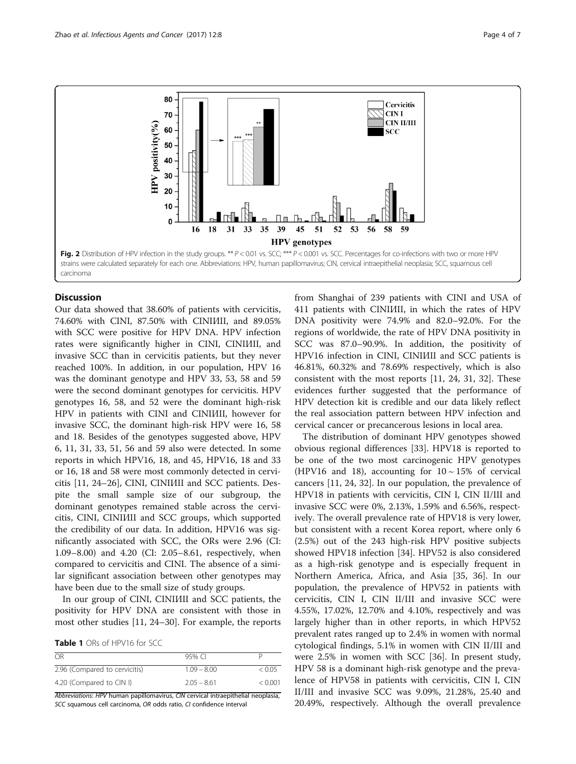Fig. 2 Distribution of HPV infection in the study groups. ** $P < 0.01$ vs. SCC; *** $P < 0.001$ vs. SCC. Percentages for co-infections with two or more HPV strains were calculated separately for each one. Abbreviations: HPV, human papillomavirus; CIN, cervical intraepithelial neoplasia; SCC, squamous cell carcinoma

## Discussion

Our data showed that 38.60% of patients with cervicitis, 74.60% with CINI, 87.50% with CINIИII, and 89.05% with SCC were positive for HPV DNA. HPV infection rates were significantly higher in CINI, CINIИII, and invasive SCC than in cervicitis patients, but they never reached 100%. In addition, in our population, HPV 16 was the dominant genotype and HPV 33, 53, 58 and 59 were the second dominant genotypes for cervicitis. HPV genotypes 16, 58, and 52 were the dominant high-risk HPV in patients with CINI and CINIИII, however for invasive SCC, the dominant high-risk HPV were 16, 58 and 18. Besides of the genotypes suggested above, HPV 6, 11, 31, 33, 51, 56 and 59 also were detected. In some reports in which HPV16, 18, and 45, HPV16, 18 and 33 or 16, 18 and 58 were most commonly detected in cervicitis [11, 24–26], CINI, CINIИII and SCC patients. Despite the small sample size of our subgroup, the dominant genotypes remained stable across the cervicitis, CINI, CINIИII and SCC groups, which supported the credibility of our data. In addition, HPV16 was significantly associated with SCC, the ORs were 2.96 (CI: 1.09–8.00) and 4.20 (CI: 2.05–8.61, respectively, when compared to cervicitis and CINI. The absence of a similar significant association between other genotypes may have been due to the small size of study groups.

In our group of CINI, CINIИII and SCC patients, the positivity for HPV DNA are consistent with those in most other studies [11, 24–30]. For example, the reports from Shanghai of 239 patients with CINI and USA of 411 patients with CINIИII, in which the rates of HPV DNA positivity were 74.9% and 82.0–92.0%. For the regions of worldwide, the rate of HPV DNA positivity in SCC was 87.0–90.9%. In addition, the positivity of HPV16 infection in CINI, CINIИII and SCC patients is 46.81%, 60.32% and 78.69% respectively, which is also consistent with the most reports [11, 24, 31, 32]. These evidences further suggested that the performance of HPV detection kit is credible and our data likely reflect the real association pattern between HPV infection and cervical cancer or precancerous lesions in local area.

The distribution of dominant HPV genotypes showed obvious regional differences [33]. HPV18 is reported to be one of the two most carcinogenic HPV genotypes (HPV16 and 18), accounting for 10 ~ 15% of cervical cancers [11, 24, 32]. In our population, the prevalence of HPV18 in patients with cervicitis, CIN I, CIN II/III and invasive SCC were 0%, 2.13%, 1.59% and 6.56%, respectively. The overall prevalence rate of HPV18 is very lower, but consistent with a recent Korea report, where only 6 (2.5%) out of the 243 high-risk HPV positive subjects showed HPV18 infection [34]. HPV52 is also considered as a high-risk genotype and is especially frequent in Northern America, Africa, and Asia [35, 36]. In our population, the prevalence of HPV52 in patients with cervicitis, CIN I, CIN II/III and invasive SCC were 4.55%, 17.02%, 12.70% and 4.10%, respectively and was largely higher than in other reports, in which HPV52 prevalent rates ranged up to 2.4% in women with normal cytological findings, 5.1% in women with CIN II/III and were 2.5% in women with SCC [36]. In present study, HPV 58 is a dominant high-risk genotype and the prevalence of HPV58 in patients with cervicitis, CIN I, CIN II/III and invasive SCC was 9.09%, 21.28%, 25.40 and 20.49%, respectively. Although the overall prevalence

**Table 1** ORs of HPV16 for SCC

| OR | 95% CI | P |
|---|---|---|
| 2.96 (Compared to cervicitis) | 1.09 – 8.00 | < 0.05 |
| 4.20 (Compared to CIN I) | 2.05 – 8.61 | < 0.001 |

*Abbreviations*: *HPV* human papillomavirus, *CIN* cervical intraepithelial neoplasia, *SCC* squamous cell carcinoma, *OR* odds ratio, *CI* confidence interval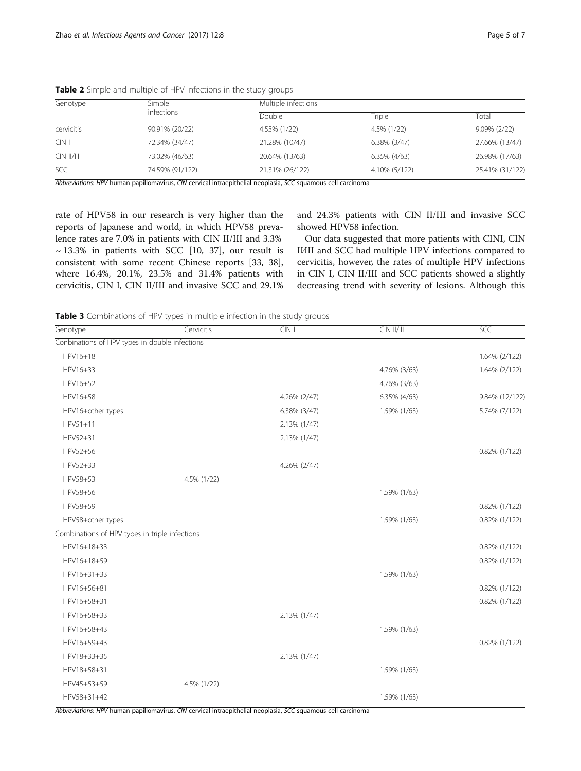**Table 2** Simple and multiple of HPV infections in the study groups

| Genotype | Simple infections | Multiple infections | | |
|---|---|---|---|---|
| | | Double | Triple | Total |
| cervicitis | 90.91% (20/22) | 4.55% (1/22) | 4.5% (1/22) | 9.09% (2/22) |
| CIN I | 72.34% (34/47) | 21.28% (10/47) | 6.38% (3/47) | 27.66% (13/47) |
| CIN II/III | 73.02% (46/63) | 20.64% (13/63) | 6.35% (4/63) | 26.98% (17/63) |
| SCC | 74.59% (91/122) | 21.31% (26/122) | 4.10% (5/122) | 25.41% (31/122) |

*Abbreviations*: *HPV* human papillomavirus, *CIN* cervical intraepithelial neoplasia, *SCC* squamous cell carcinoma

rate of HPV58 in our research is very higher than the reports of Japanese and world, in which HPV58 prevalence rates are 7.0% in patients with CIN II/III and 3.3% ~ 13.3% in patients with SCC [10, 37], our result is consistent with some recent Chinese reports [33, 38], where 16.4%, 20.1%, 23.5% and 31.4% patients with cervicitis, CIN I, CIN II/III and invasive SCC and 29.1% and 24.3% patients with CIN II/III and invasive SCC showed HPV58 infection.

Our data suggested that more patients with CINI, CIN IИII and SCC had multiple HPV infections compared to cervicitis, however, the rates of multiple HPV infections in CIN I, CIN II/III and SCC patients showed a slightly decreasing trend with severity of lesions. Although this

**Table 3** Combinations of HPV types in multiple infection in the study groups

| Genotype | Cervicitis | CIN I | CIN II/III | SCC |
|---|---|---|---|---|
| Conbinations of HPV types in double infections | | | | |
| HPV16+18 | | | | 1.64% (2/122) |
| HPV16+33 | | | 4.76% (3/63) | 1.64% (2/122) |
| HPV16+52 | | | 4.76% (3/63) | |
| HPV16+58 | | 4.26% (2/47) | 6.35% (4/63) | 9.84% (12/122) |
| HPV16+other types | | 6.38% (3/47) | 1.59% (1/63) | 5.74% (7/122) |
| HPV51+11 | | 2.13% (1/47) | | |
| HPV52+31 | | 2.13% (1/47) | | |
| HPV52+56 | | | | 0.82% (1/122) |
| HPV52+33 | | 4.26% (2/47) | | |
| HPV58+53 | 4.5% (1/22) | | | |
| HPV58+56 | | | 1.59% (1/63) | |
| HPV58+59 | | | | 0.82% (1/122) |
| HPV58+other types | | | 1.59% (1/63) | 0.82% (1/122) |
| Combinations of HPV types in triple infections | | | | |
| HPV16+18+33 | | | | 0.82% (1/122) |
| HPV16+18+59 | | | | 0.82% (1/122) |
| HPV16+31+33 | | | 1.59% (1/63) | |
| HPV16+56+81 | | | | 0.82% (1/122) |
| HPV16+58+31 | | | | 0.82% (1/122) |
| HPV16+58+33 | | 2.13% (1/47) | | |
| HPV16+58+43 | | | 1.59% (1/63) | |
| HPV16+59+43 | | | | 0.82% (1/122) |
| HPV18+33+35 | | 2.13% (1/47) | | |
| HPV18+58+31 | | | 1.59% (1/63) | |
| HPV45+53+59 | 4.5% (1/22) | | | |
| HPV58+31+42 | | | 1.59% (1/63) | |

*Abbreviations*: *HPV* human papillomavirus, *CIN* cervical intraepithelial neoplasia, *SCC* squamous cell carcinoma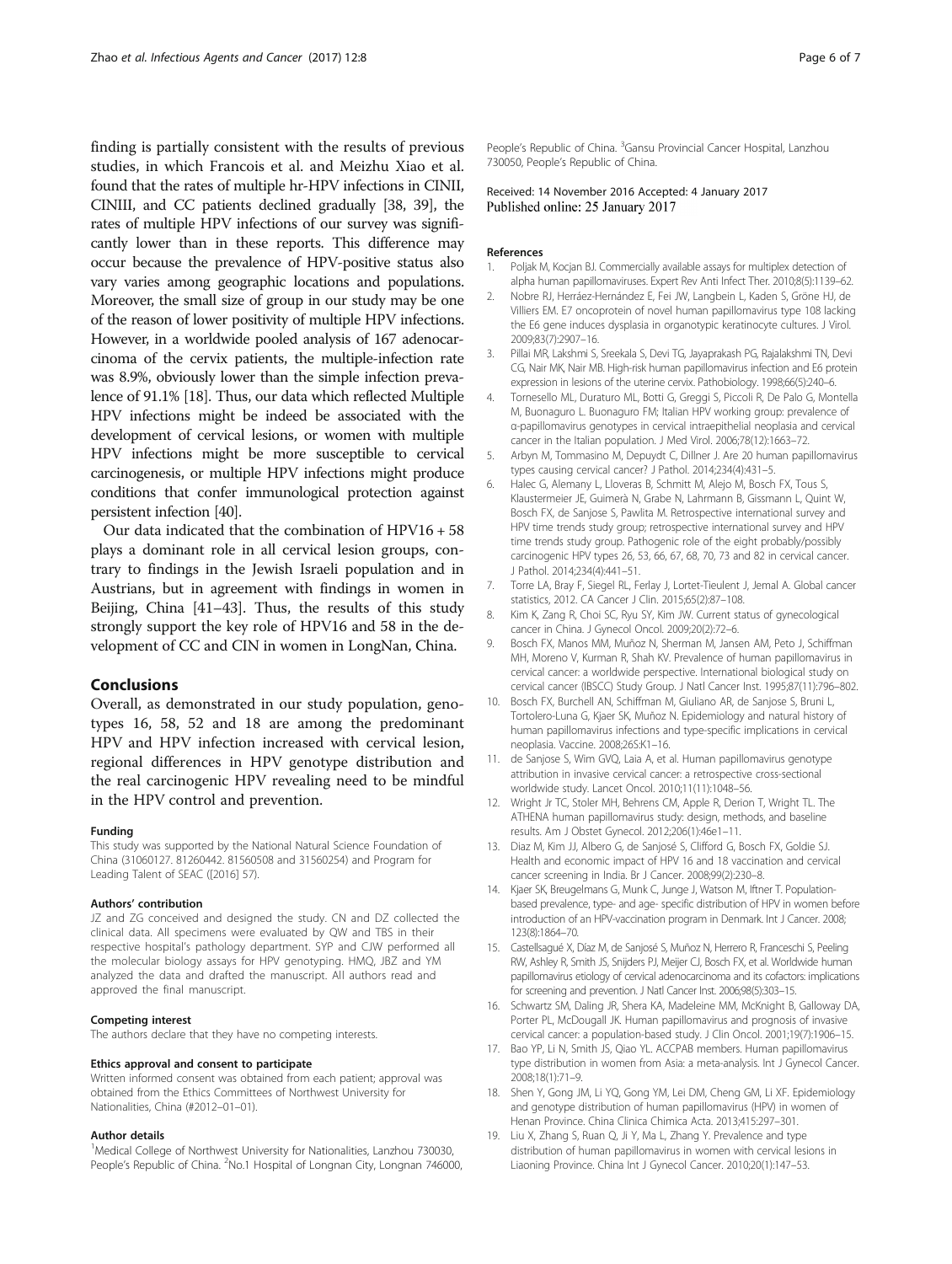finding is partially consistent with the results of previous studies, in which Francois et al. and Meizhu Xiao et al. found that the rates of multiple hr-HPV infections in CINII, CINIII, and CC patients declined gradually [38, 39], the rates of multiple HPV infections of our survey was significantly lower than in these reports. This difference may occur because the prevalence of HPV-positive status also vary varies among geographic locations and populations. Moreover, the small size of group in our study may be one of the reason of lower positivity of multiple HPV infections. However, in a worldwide pooled analysis of 167 adenocarcinoma of the cervix patients, the multiple-infection rate was 8.9%, obviously lower than the simple infection prevalence of 91.1% [18]. Thus, our data which reflected Multiple HPV infections might be indeed be associated with the development of cervical lesions, or women with multiple HPV infections might be more susceptible to cervical carcinogenesis, or multiple HPV infections might produce conditions that confer immunological protection against persistent infection [40].

Our data indicated that the combination of HPV16 + 58 plays a dominant role in all cervical lesion groups, contrary to findings in the Jewish Israeli population and in Austrians, but in agreement with findings in women in Beijing, China [41–43]. Thus, the results of this study strongly support the key role of HPV16 and 58 in the development of CC and CIN in women in LongNan, China.

## Conclusions

Overall, as demonstrated in our study population, genotypes 16, 58, 52 and 18 are among the predominant HPV and HPV infection increased with cervical lesion, regional differences in HPV genotype distribution and the real carcinogenic HPV revealing need to be mindful in the HPV control and prevention.

#### Funding

This study was supported by the National Natural Science Foundation of China (31060127. 81260442. 81560508 and 31560254) and Program for Leading Talent of SEAC ([2016] 57).

#### Authors' contribution

JZ and ZG conceived and designed the study. CN and DZ collected the clinical data. All specimens were evaluated by QW and TBS in their respective hospital's pathology department. SYP and CJW performed all the molecular biology assays for HPV genotyping. HMQ, JBZ and YM analyzed the data and drafted the manuscript. All authors read and approved the final manuscript.

#### Competing interest

The authors declare that they have no competing interests.

#### Ethics approval and consent to participate

Written informed consent was obtained from each patient; approval was obtained from the Ethics Committees of Northwest University for Nationalities, China (#2012–01–01).

#### Author details

[1]Medical College of Northwest University for Nationalities, Lanzhou 730030, People's Republic of China. [2]No.1 Hospital of Longnan City, Longnan 746000, People's Republic of China. [3]Gansu Provincial Cancer Hospital, Lanzhou 730050, People's Republic of China.

Received: 14 November 2016 Accepted: 4 January 2017
Published online: 25 January 2017

#### References

1. Poljak M, Kocjan BJ. Commercially available assays for multiplex detection of alpha human papillomaviruses. Expert Rev Anti Infect Ther. 2010;8(5):1139–62.
2. Nobre RJ, Herráez-Hernández E, Fei JW, Langbein L, Kaden S, Gröne HJ, de Villiers EM. E7 oncoprotein of novel human papillomavirus type 108 lacking the E6 gene induces dysplasia in organotypic keratinocyte cultures. J Virol. 2009;83(7):2907–16.
3. Pillai MR, Lakshmi S, Sreekala S, Devi TG, Jayaprakash PG, Rajalakshmi TN, Devi CG, Nair MK, Nair MB. High-risk human papillomavirus infection and E6 protein expression in lesions of the uterine cervix. Pathobiology. 1998;66(5):240–6.
4. Tornesello ML, Duraturo ML, Botti G, Greggi S, Piccoli R, De Palo G, Montella M, Buonaguro L. Buonaguro FM; Italian HPV working group: prevalence of α-papillomavirus genotypes in cervical intraepithelial neoplasia and cervical cancer in the Italian population. J Med Virol. 2006;78(12):1663–72.
5. Arbyn M, Tommasino M, Depuydt C, Dillner J. Are 20 human papillomavirus types causing cervical cancer? J Pathol. 2014;234(4):431–5.
6. Halec G, Alemany L, Lloveras B, Schmitt M, Alejo M, Bosch FX, Tous S, Klaustermeier JE, Guimerà N, Grabe N, Lahrmann B, Gissmann L, Quint W, Bosch FX, de Sanjose S, Pawlita M. Retrospective international survey and HPV time trends study group; retrospective international survey and HPV time trends study group. Pathogenic role of the eight probably/possibly carcinogenic HPV types 26, 53, 66, 67, 68, 70, 73 and 82 in cervical cancer. J Pathol. 2014;234(4):441–51.
7. Torre LA, Bray F, Siegel RL, Ferlay J, Lortet-Tieulent J, Jemal A. Global cancer statistics, 2012. CA Cancer J Clin. 2015;65(2):87–108.
8. Kim K, Zang R, Choi SC, Ryu SY, Kim JW. Current status of gynecological cancer in China. J Gynecol Oncol. 2009;20(2):72–6.
9. Bosch FX, Manos MM, Muñoz N, Sherman M, Jansen AM, Peto J, Schiffman MH, Moreno V, Kurman R, Shah KV. Prevalence of human papillomavirus in cervical cancer: a worldwide perspective. International biological study on cervical cancer (IBSCC) Study Group. J Natl Cancer Inst. 1995;87(11):796–802.
10. Bosch FX, Burchell AN, Schiffman M, Giuliano AR, de Sanjose S, Bruni L, Tortolero-Luna G, Kjaer SK, Muñoz N. Epidemiology and natural history of human papillomavirus infections and type-specific implications in cervical neoplasia. Vaccine. 2008;26S:K1–16.
11. de Sanjose S, Wim GVQ, Laia A, et al. Human papillomavirus genotype attribution in invasive cervical cancer: a retrospective cross-sectional worldwide study. Lancet Oncol. 2010;11(11):1048–56.
12. Wright Jr TC, Stoler MH, Behrens CM, Apple R, Derion T, Wright TL. The ATHENA human papillomavirus study: design, methods, and baseline results. Am J Obstet Gynecol. 2012;206(1):46e1–11.
13. Diaz M, Kim JJ, Albero G, de Sanjosé S, Clifford G, Bosch FX, Goldie SJ. Health and economic impact of HPV 16 and 18 vaccination and cervical cancer screening in India. Br J Cancer. 2008;99(2):230–8.
14. Kjaer SK, Breugelmans G, Munk C, Junge J, Watson M, Iftner T. Population-based prevalence, type- and age- specific distribution of HPV in women before introduction of an HPV-vaccination program in Denmark. Int J Cancer. 2008; 123(8):1864–70.
15. Castellsagué X, Díaz M, de Sanjosé S, Muñoz N, Herrero R, Franceschi S, Peeling RW, Ashley R, Smith JS, Snijders PJ, Meijer CJ, Bosch FX, et al. Worldwide human papillomavirus etiology of cervical adenocarcinoma and its cofactors: implications for screening and prevention. J Natl Cancer Inst. 2006;98(5):303–15.
16. Schwartz SM, Daling JR, Shera KA, Madeleine MM, McKnight B, Galloway DA, Porter PL, McDougall JK. Human papillomavirus and prognosis of invasive cervical cancer: a population-based study. J Clin Oncol. 2001;19(7):1906–15.
17. Bao YP, Li N, Smith JS, Qiao YL. ACCPAB members. Human papillomavirus type distribution in women from Asia: a meta-analysis. Int J Gynecol Cancer. 2008;18(1):71–9.
18. Shen Y, Gong JM, Li YQ, Gong YM, Lei DM, Cheng GM, Li XF. Epidemiology and genotype distribution of human papillomavirus (HPV) in women of Henan Province. China Clinica Chimica Acta. 2013;415:297–301.
19. Liu X, Zhang S, Ruan Q, Ji Y, Ma L, Zhang Y. Prevalence and type distribution of human papillomavirus in women with cervical lesions in Liaoning Province. China Int J Gynecol Cancer. 2010;20(1):147–53.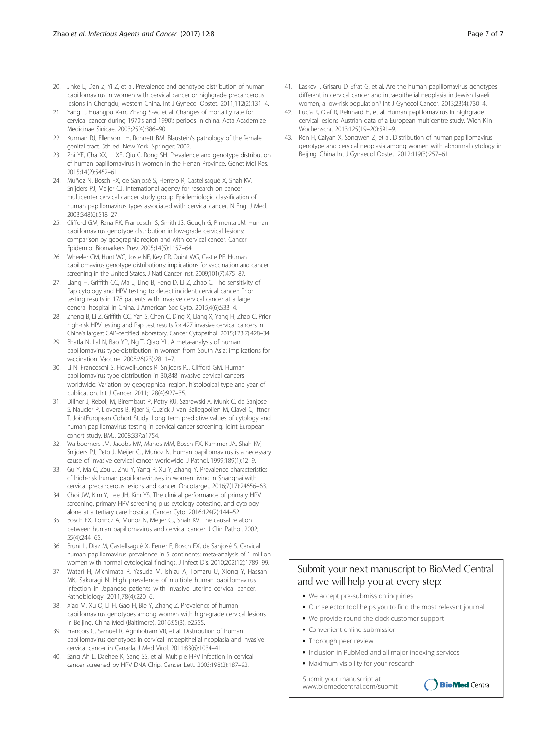20. Jinke L, Dan Z, Yi Z, et al. Prevalence and genotype distribution of human papillomavirus in women with cervical cancer or highgrade precancerous lesions in Chengdu, western China. Int J Gynecol Obstet. 2011;112(2):131–4.
21. Yang L, Huangpu X-m, Zhang S-w, et al. Changes of mortality rate for cervical cancer during 1970's and 1990's periods in china. Acta Academiae Medicinae Sinicae. 2003;25(4):386–90.
22. Kurman RJ, Ellenson LH, Ronnett BM. Blaustein's pathology of the female genital tract. 5th ed. New York: Springer; 2002.
23. Zhi YF, Cha XX, Li XF, Qiu C, Rong SH. Prevalence and genotype distribution of human papillomavirus in women in the Henan Province. Genet Mol Res. 2015;14(2):5452–61.
24. Muñoz N, Bosch FX, de Sanjosé S, Herrero R, Castellsagué X, Shah KV, Snijders PJ, Meijer CJ. International agency for research on cancer multicenter cervical cancer study group. Epidemiologic classification of human papillomavirus types associated with cervical cancer. N Engl J Med. 2003;348(6):518–27.
25. Clifford GM, Rana RK, Franceschi S, Smith JS, Gough G, Pimenta JM. Human papillomavirus genotype distribution in low-grade cervical lesions: comparison by geographic region and with cervical cancer. Cancer Epidemiol Biomarkers Prev. 2005;14(5):1157–64.
26. Wheeler CM, Hunt WC, Joste NE, Key CR, Quint WG, Castle PE. Human papillomavirus genotype distributions: implications for vaccination and cancer screening in the United States. J Natl Cancer Inst. 2009;101(7):475–87.
27. Liang H, Griffith CC, Ma L, Ling B, Feng D, Li Z, Zhao C. The sensitivity of Pap cytology and HPV testing to detect incident cervical cancer: Prior testing results in 178 patients with invasive cervical cancer at a large general hospital in China. J American Soc Cyto. 2015;4(6):S33–4.
28. Zheng B, Li Z, Griffith CC, Yan S, Chen C, Ding X, Liang X, Yang H, Zhao C. Prior high-risk HPV testing and Pap test results for 427 invasive cervical cancers in China's largest CAP-certified laboratory. Cancer Cytopathol. 2015;123(7):428–34.
29. Bhatla N, Lal N, Bao YP, Ng T, Qiao YL. A meta-analysis of human papillomavirus type-distribution in women from South Asia: implications for vaccination. Vaccine. 2008;26(23):2811–7.
30. Li N, Franceschi S, Howell-Jones R, Snijders PJ, Clifford GM. Human papillomavirus type distribution in 30,848 invasive cervical cancers worldwide: Variation by geographical region, histological type and year of publication. Int J Cancer. 2011;128(4):927–35.
31. Dillner J, Rebolj M, Birembaut P, Petry KU, Szarewski A, Munk C, de Sanjose S, Naucler P, Lloveras B, Kjaer S, Cuzick J, van Ballegooijen M, Clavel C, Iftner T. JointEuropean Cohort Study. Long term predictive values of cytology and human papillomavirus testing in cervical cancer screening: joint European cohort study. BMJ. 2008;337:a1754.
32. Walboomers JM, Jacobs MV, Manos MM, Bosch FX, Kummer JA, Shah KV, Snijders PJ, Peto J, Meijer CJ, Muñoz N. Human papillomavirus is a necessary cause of invasive cervical cancer worldwide. J Pathol. 1999;189(1):12–9.
33. Gu Y, Ma C, Zou J, Zhu Y, Yang R, Xu Y, Zhang Y. Prevalence characteristics of high-risk human papillomaviruses in women living in Shanghai with cervical precancerous lesions and cancer. Oncotarget. 2016;7(17):24656–63.
34. Choi JW, Kim Y, Lee JH, Kim YS. The clinical performance of primary HPV screening, primary HPV screening plus cytology cotesting, and cytology alone at a tertiary care hospital. Cancer Cyto. 2016;124(2):144–52.
35. Bosch FX, Lorincz A, Muñoz N, Meijer CJ, Shah KV. The causal relation between human papillomavirus and cervical cancer. J Clin Pathol. 2002; 55(4):244–65.
36. Bruni L, Diaz M, Castellsagué X, Ferrer E, Bosch FX, de Sanjosé S. Cervical human papillomavirus prevalence in 5 continents: meta-analysis of 1 million women with normal cytological findings. J Infect Dis. 2010;202(12):1789–99.
37. Watari H, Michimata R, Yasuda M, Ishizu A, Tomaru U, Xiong Y, Hassan MK, Sakuragi N. High prevalence of multiple human papillomavirus infection in Japanese patients with invasive uterine cervical cancer. Pathobiology. 2011;78(4):220–6.
38. Xiao M, Xu Q, Li H, Gao H, Bie Y, Zhang Z. Prevalence of human papillomavirus genotypes among women with high-grade cervical lesions in Beijing. China Med (Baltimore). 2016;95(3), e2555.
39. Francois C, Samuel R, Agnihotram VR, et al. Distribution of human papillomavirus genotypes in cervical intraepithelial neoplasia and invasive cervical cancer in Canada. J Med Virol. 2011;83(6):1034–41.
40. Sang Ah L, Daehee K, Sang SS, et al. Multiple HPV infection in cervical cancer screened by HPV DNA Chip. Cancer Lett. 2003;198(2):187–92.
41. Laskov I, Grisaru D, Efrat G, et al. Are the human papillomavirus genotypes different in cervical cancer and intraepithelial neoplasia in Jewish Israeli women, a low-risk population? Int J Gynecol Cancer. 2013;23(4):730–4.
42. Lucia R, Olaf R, Reinhard H, et al. Human papillomavirus in highgrade cervical lesions Austrian data of a European multicentre study. Wien Klin Wochenschr. 2013;125(19–20):591–9.
43. Ren H, Caiyan X, Songwen Z, et al. Distribution of human papillomavirus genotype and cervical neoplasia among women with abnormal cytology in Beijing. China Int J Gynaecol Obstet. 2012;119(3):257–61.

Submit your next manuscript to BioMed Central and we will help you at every step:

- We accept pre-submission inquiries
- Our selector tool helps you to find the most relevant journal
- We provide round the clock customer support
- Convenient online submission
- Thorough peer review
- Inclusion in PubMed and all major indexing services
- Maximum visibility for your research

Submit your manuscript at
www.biomedcentral.com/submit

BioMed Central